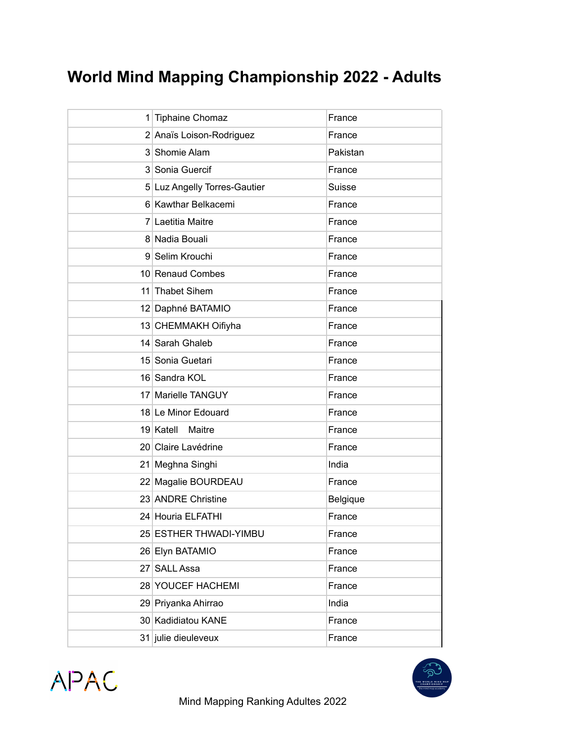# World Mind Mapping Championship 2022 - Adults

| | | |
|---|---|---|
| 1 | Tiphaine Chomaz | France |
| 2 | Anaïs Loison-Rodriguez | France |
| 3 | Shomie Alam | Pakistan |
| 3 | Sonia Guercif | France |
| 5 | Luz Angelly Torres-Gautier | Suisse |
| 6 | Kawthar Belkacemi | France |
| 7 | Laetitia Maitre | France |
| 8 | Nadia Bouali | France |
| 9 | Selim Krouchi | France |
| 10 | Renaud Combes | France |
| 11 | Thabet Sihem | France |
| 12 | Daphné BATAMIO | France |
| 13 | CHEMMAKH Oifiyha | France |
| 14 | Sarah Ghaleb | France |
| 15 | Sonia Guetari | France |
| 16 | Sandra KOL | France |
| 17 | Marielle TANGUY | France |
| 18 | Le Minor Edouard | France |
| 19 | Katell Maitre | France |
| 20 | Claire Lavédrine | France |
| 21 | Meghna Singhi | India |
| 22 | Magalie BOURDEAU | France |
| 23 | ANDRE Christine | Belgique |
| 24 | Houria ELFATHI | France |
| 25 | ESTHER THWADI-YIMBU | France |
| 26 | Elyn BATAMIO | France |
| 27 | SALL Assa | France |
| 28 | YOUCEF HACHEMI | France |
| 29 | Priyanka Ahirrao | India |
| 30 | Kadidiatou KANE | France |
| 31 | julie dieuleveux | France |

Mind Mapping Ranking Adultes 2022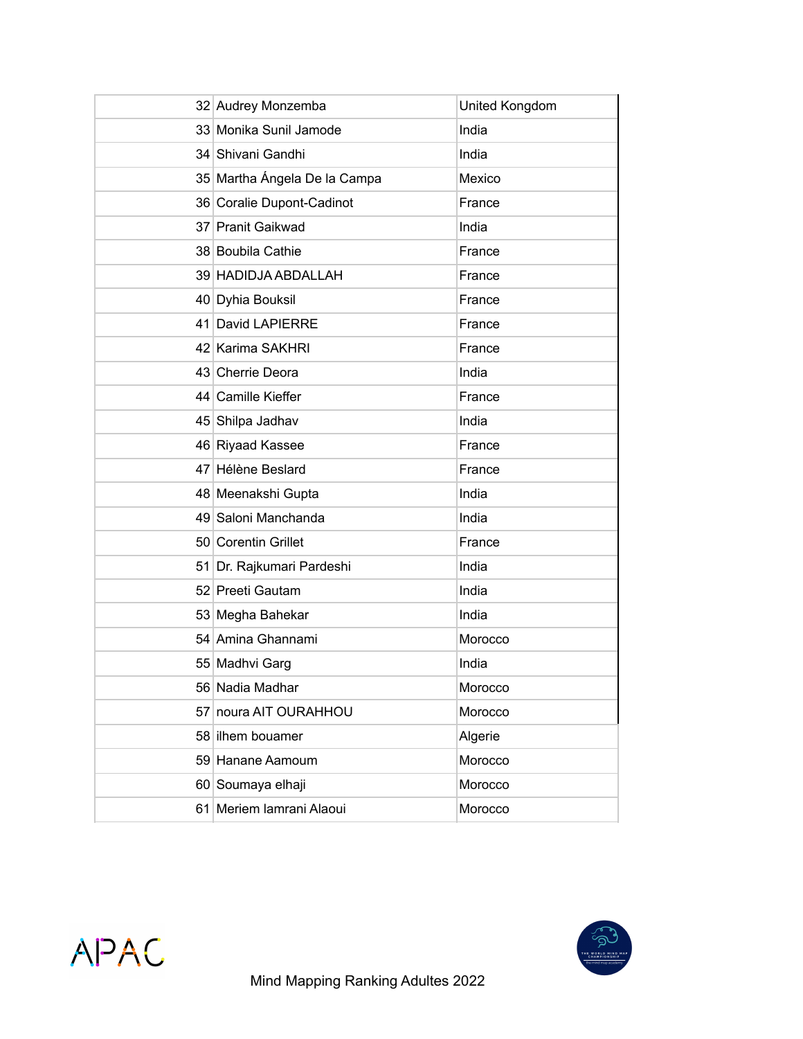| | | |
|---|---|---|
| 32 | Audrey Monzemba | United Kongdom |
| 33 | Monika Sunil Jamode | India |
| 34 | Shivani Gandhi | India |
| 35 | Martha Ángela De la Campa | Mexico |
| 36 | Coralie Dupont-Cadinot | France |
| 37 | Pranit Gaikwad | India |
| 38 | Boubila Cathie | France |
| 39 | HADIDJA ABDALLAH | France |
| 40 | Dyhia Bouksil | France |
| 41 | David LAPIERRE | France |
| 42 | Karima SAKHRI | France |
| 43 | Cherrie Deora | India |
| 44 | Camille Kieffer | France |
| 45 | Shilpa Jadhav | India |
| 46 | Riyaad Kassee | France |
| 47 | Hélène Beslard | France |
| 48 | Meenakshi Gupta | India |
| 49 | Saloni Manchanda | India |
| 50 | Corentin Grillet | France |
| 51 | Dr. Rajkumari Pardeshi | India |
| 52 | Preeti Gautam | India |
| 53 | Megha Bahekar | India |
| 54 | Amina Ghannami | Morocco |
| 55 | Madhvi Garg | India |
| 56 | Nadia Madhar | Morocco |
| 57 | noura AIT OURAHHOU | Morocco |
| 58 | ilhem bouamer | Algerie |
| 59 | Hanane Aamoum | Morocco |
| 60 | Soumaya elhaji | Morocco |
| 61 | Meriem lamrani Alaoui | Morocco |

APAC

Mind Mapping Ranking Adultes 2022